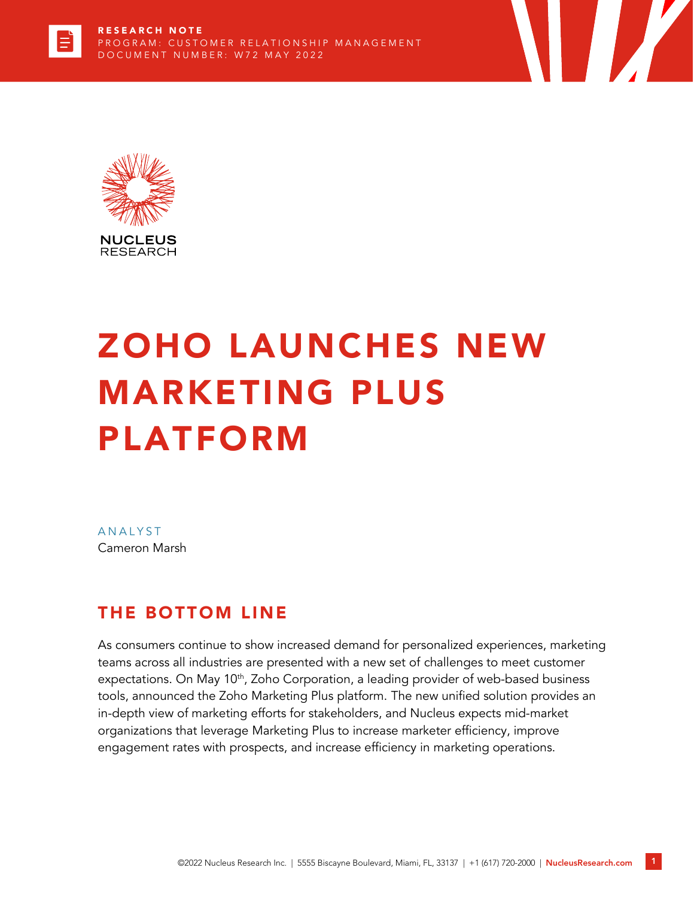RESEARCH NOTE
PROGRAM: CUSTOMER RELATIONSHIP MANAGEMENT
DOCUMENT NUMBER: W72 MAY 2022

NUCLEUS RESEARCH

# ZOHO LAUNCHES NEW MARKETING PLUS PLATFORM

ANALYST
Cameron Marsh

## THE BOTTOM LINE

As consumers continue to show increased demand for personalized experiences, marketing teams across all industries are presented with a new set of challenges to meet customer expectations. On May 10th, Zoho Corporation, a leading provider of web-based business tools, announced the Zoho Marketing Plus platform. The new unified solution provides an in-depth view of marketing efforts for stakeholders, and Nucleus expects mid-market organizations that leverage Marketing Plus to increase marketer efficiency, improve engagement rates with prospects, and increase efficiency in marketing operations.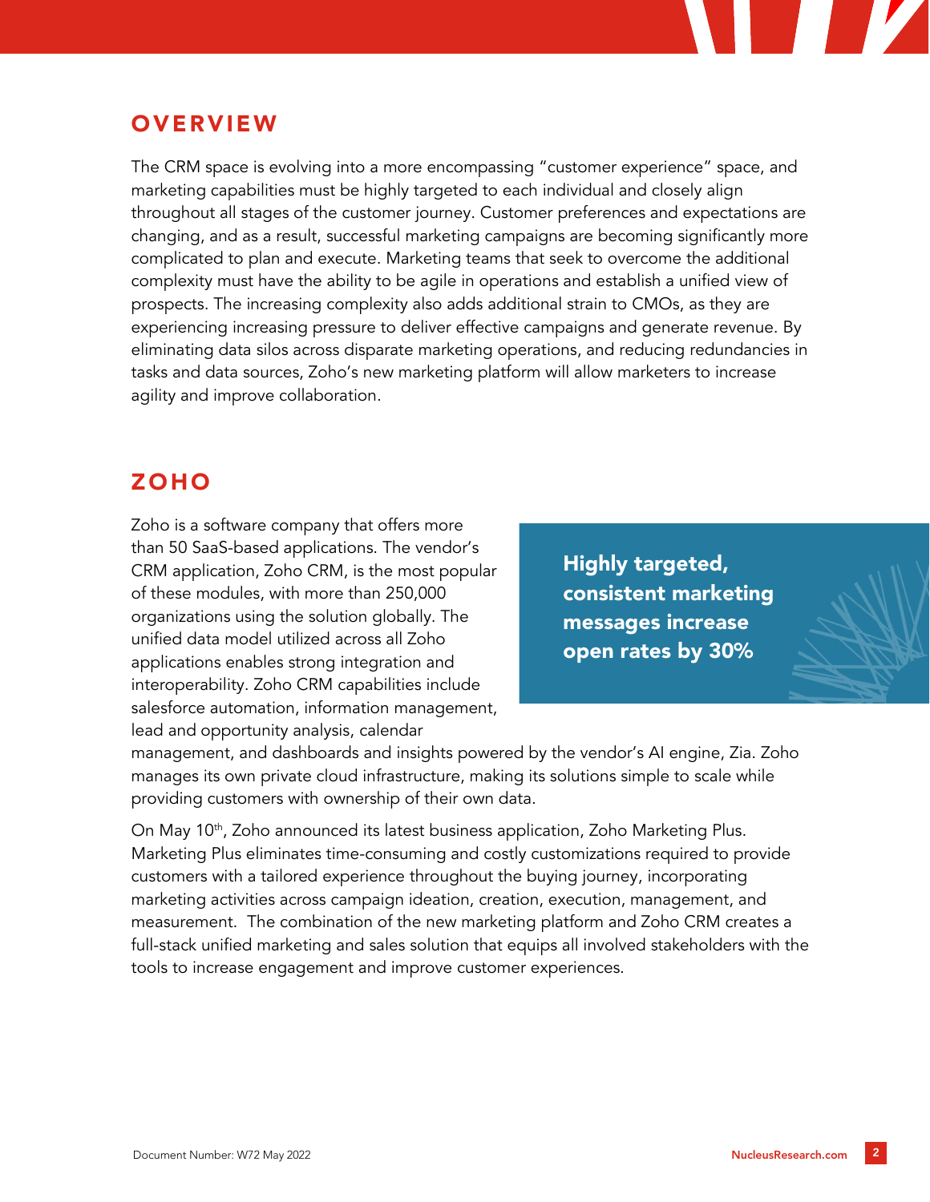## OVERVIEW

The CRM space is evolving into a more encompassing "customer experience" space, and marketing capabilities must be highly targeted to each individual and closely align throughout all stages of the customer journey. Customer preferences and expectations are changing, and as a result, successful marketing campaigns are becoming significantly more complicated to plan and execute. Marketing teams that seek to overcome the additional complexity must have the ability to be agile in operations and establish a unified view of prospects. The increasing complexity also adds additional strain to CMOs, as they are experiencing increasing pressure to deliver effective campaigns and generate revenue. By eliminating data silos across disparate marketing operations, and reducing redundancies in tasks and data sources, Zoho's new marketing platform will allow marketers to increase agility and improve collaboration.

## ZOHO

Zoho is a software company that offers more than 50 SaaS-based applications. The vendor's CRM application, Zoho CRM, is the most popular of these modules, with more than 250,000 organizations using the solution globally. The unified data model utilized across all Zoho applications enables strong integration and interoperability. Zoho CRM capabilities include salesforce automation, information management, lead and opportunity analysis, calendar management, and dashboards and insights powered by the vendor's AI engine, Zia. Zoho manages its own private cloud infrastructure, making its solutions simple to scale while providing customers with ownership of their own data.

**Highly targeted, consistent marketing messages increase open rates by 30%**

On May 10th, Zoho announced its latest business application, Zoho Marketing Plus. Marketing Plus eliminates time-consuming and costly customizations required to provide customers with a tailored experience throughout the buying journey, incorporating marketing activities across campaign ideation, creation, execution, management, and measurement. The combination of the new marketing platform and Zoho CRM creates a full-stack unified marketing and sales solution that equips all involved stakeholders with the tools to increase engagement and improve customer experiences.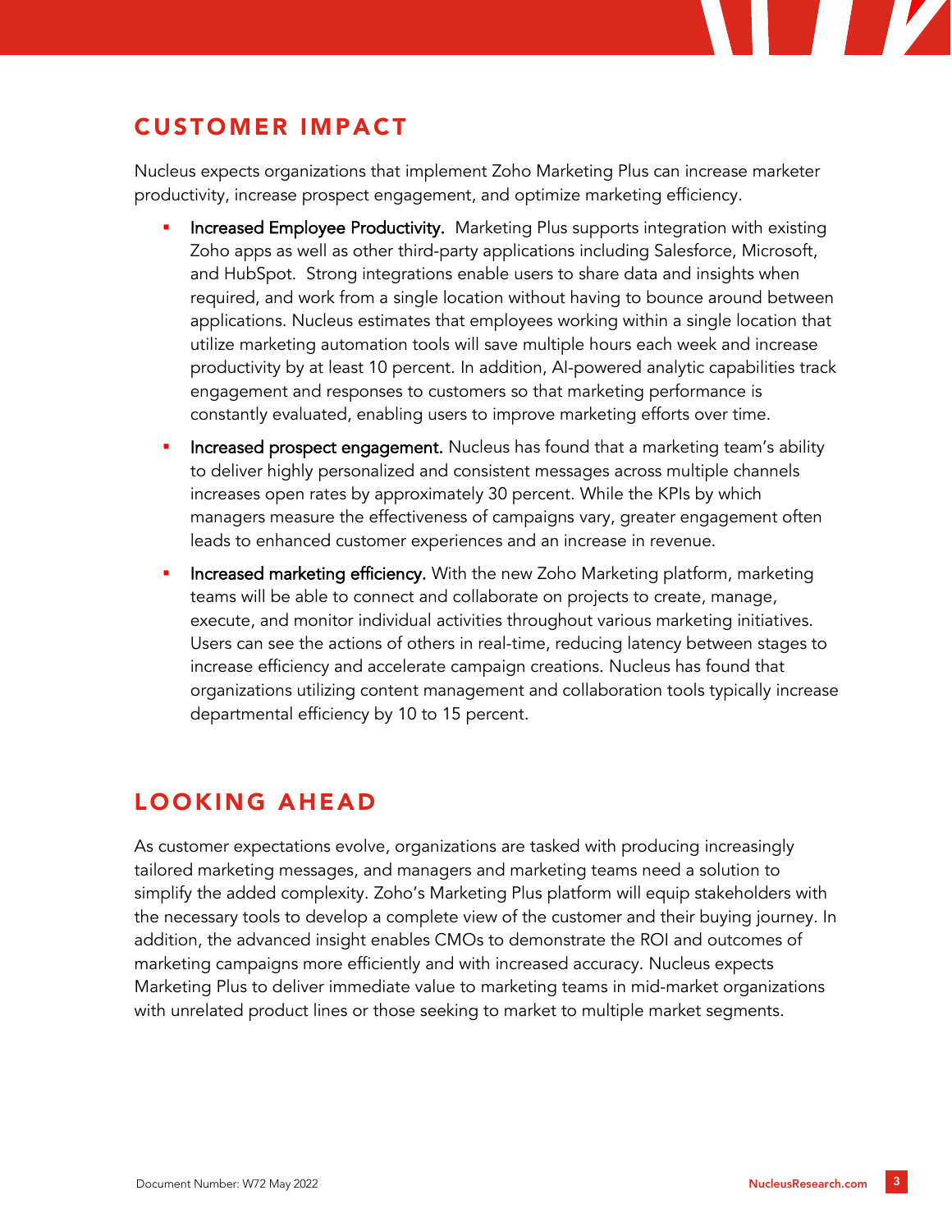## CUSTOMER IMPACT

Nucleus expects organizations that implement Zoho Marketing Plus can increase marketer productivity, increase prospect engagement, and optimize marketing efficiency.

- Increased Employee Productivity. Marketing Plus supports integration with existing Zoho apps as well as other third-party applications including Salesforce, Microsoft, and HubSpot. Strong integrations enable users to share data and insights when required, and work from a single location without having to bounce around between applications. Nucleus estimates that employees working within a single location that utilize marketing automation tools will save multiple hours each week and increase productivity by at least 10 percent. In addition, AI-powered analytic capabilities track engagement and responses to customers so that marketing performance is constantly evaluated, enabling users to improve marketing efforts over time.
- Increased prospect engagement. Nucleus has found that a marketing team's ability to deliver highly personalized and consistent messages across multiple channels increases open rates by approximately 30 percent. While the KPIs by which managers measure the effectiveness of campaigns vary, greater engagement often leads to enhanced customer experiences and an increase in revenue.
- Increased marketing efficiency. With the new Zoho Marketing platform, marketing teams will be able to connect and collaborate on projects to create, manage, execute, and monitor individual activities throughout various marketing initiatives. Users can see the actions of others in real-time, reducing latency between stages to increase efficiency and accelerate campaign creations. Nucleus has found that organizations utilizing content management and collaboration tools typically increase departmental efficiency by 10 to 15 percent.

## LOOKING AHEAD

As customer expectations evolve, organizations are tasked with producing increasingly tailored marketing messages, and managers and marketing teams need a solution to simplify the added complexity. Zoho's Marketing Plus platform will equip stakeholders with the necessary tools to develop a complete view of the customer and their buying journey. In addition, the advanced insight enables CMOs to demonstrate the ROI and outcomes of marketing campaigns more efficiently and with increased accuracy. Nucleus expects Marketing Plus to deliver immediate value to marketing teams in mid-market organizations with unrelated product lines or those seeking to market to multiple market segments.